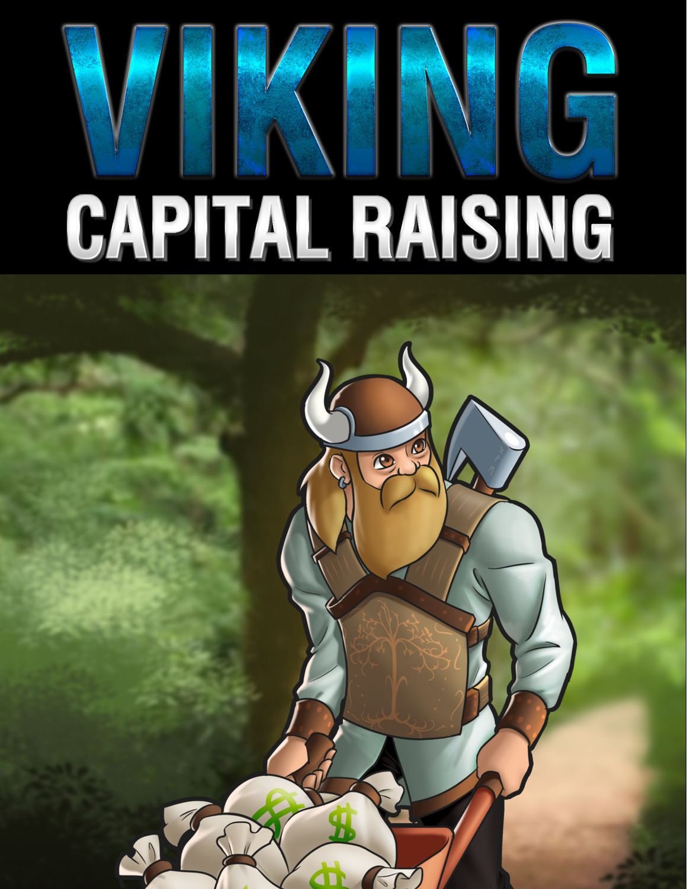# VIKING

## CAPITAL RAISING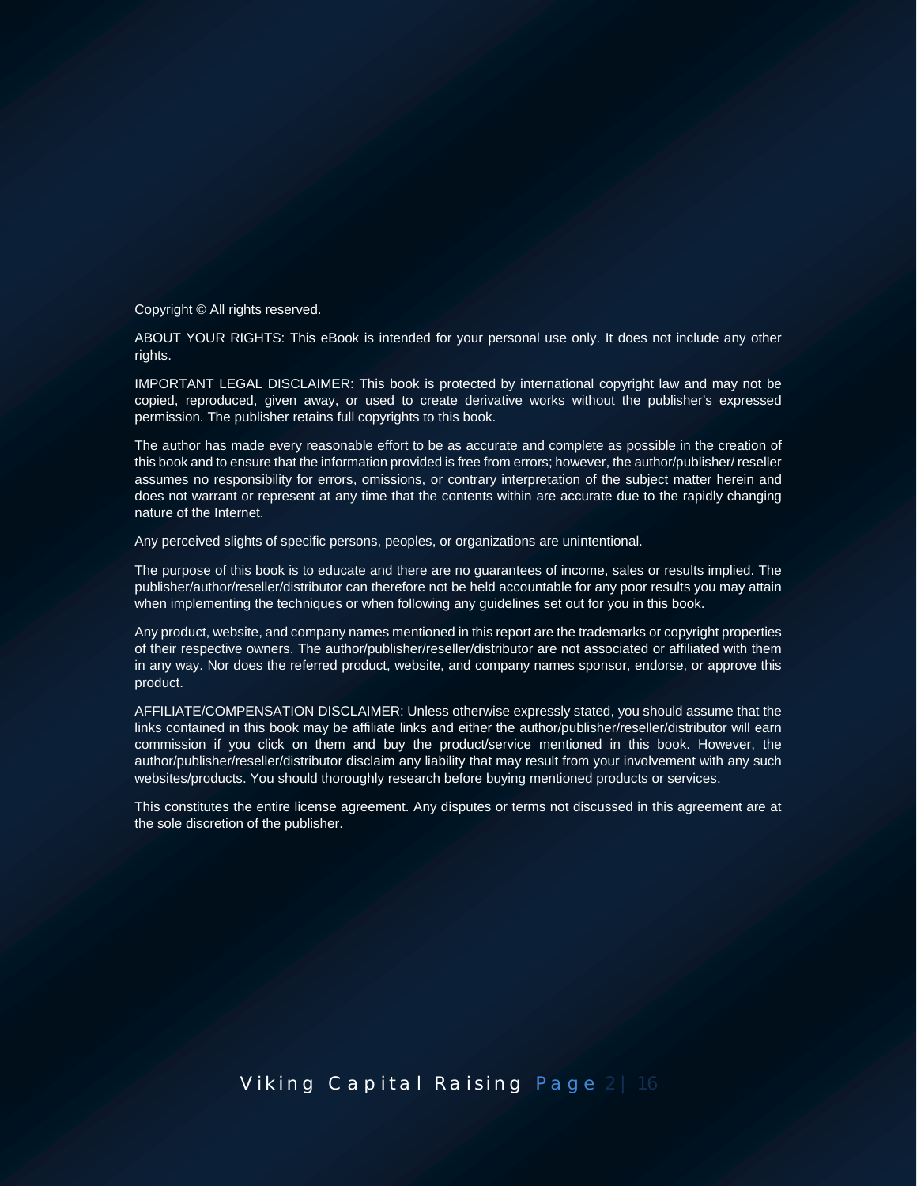Copyright © All rights reserved.

ABOUT YOUR RIGHTS: This eBook is intended for your personal use only. It does not include any other rights.

IMPORTANT LEGAL DISCLAIMER: This book is protected by international copyright law and may not be copied, reproduced, given away, or used to create derivative works without the publisher's expressed permission. The publisher retains full copyrights to this book.

The author has made every reasonable effort to be as accurate and complete as possible in the creation of this book and to ensure that the information provided is free from errors; however, the author/publisher/ reseller assumes no responsibility for errors, omissions, or contrary interpretation of the subject matter herein and does not warrant or represent at any time that the contents within are accurate due to the rapidly changing nature of the Internet.

Any perceived slights of specific persons, peoples, or organizations are unintentional.

The purpose of this book is to educate and there are no guarantees of income, sales or results implied. The publisher/author/reseller/distributor can therefore not be held accountable for any poor results you may attain when implementing the techniques or when following any guidelines set out for you in this book.

Any product, website, and company names mentioned in this report are the trademarks or copyright properties of their respective owners. The author/publisher/reseller/distributor are not associated or affiliated with them in any way. Nor does the referred product, website, and company names sponsor, endorse, or approve this product.

AFFILIATE/COMPENSATION DISCLAIMER: Unless otherwise expressly stated, you should assume that the links contained in this book may be affiliate links and either the author/publisher/reseller/distributor will earn commission if you click on them and buy the product/service mentioned in this book. However, the author/publisher/reseller/distributor disclaim any liability that may result from your involvement with any such websites/products. You should thoroughly research before buying mentioned products or services.

This constitutes the entire license agreement. Any disputes or terms not discussed in this agreement are at the sole discretion of the publisher.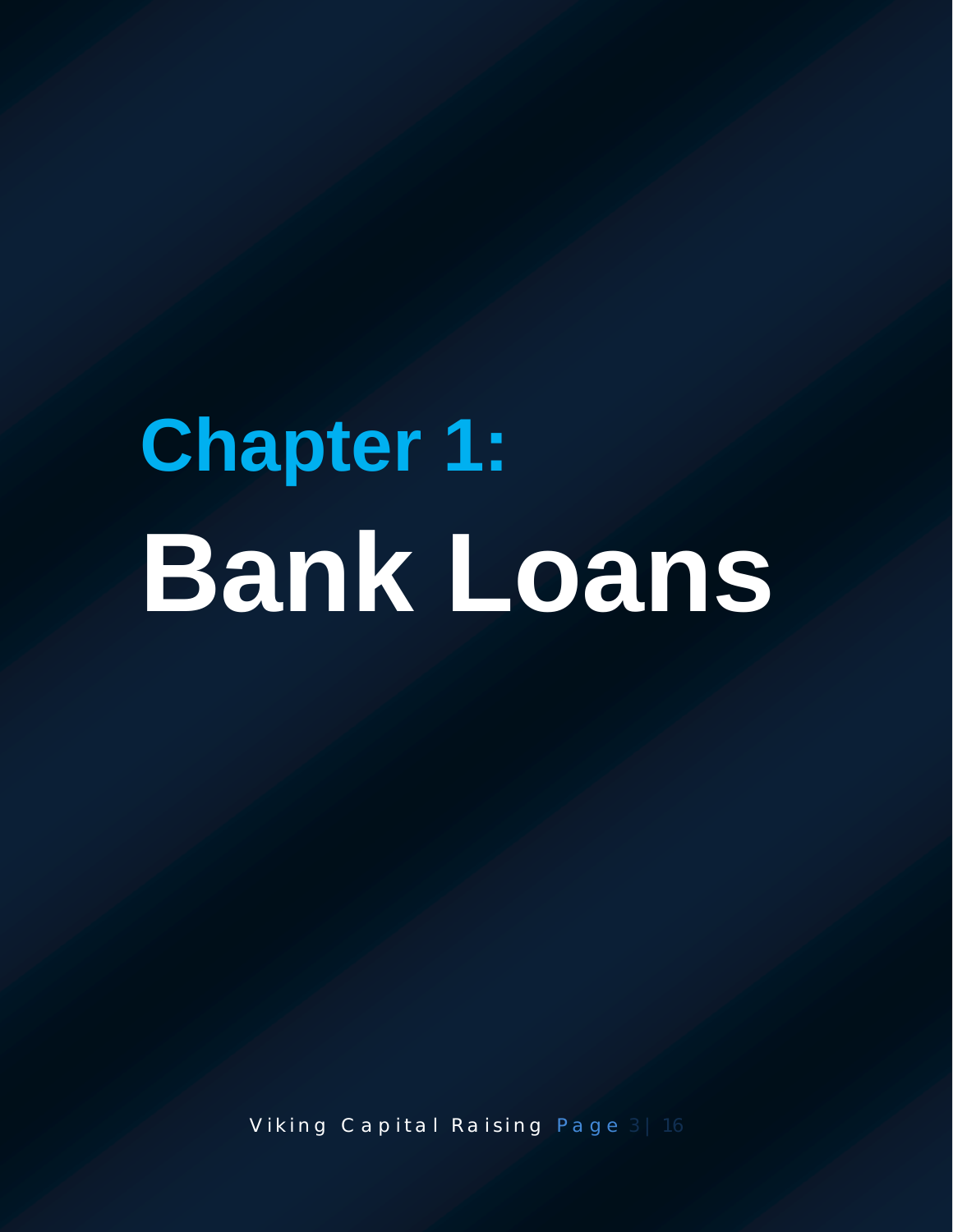# Chapter 1: Bank Loans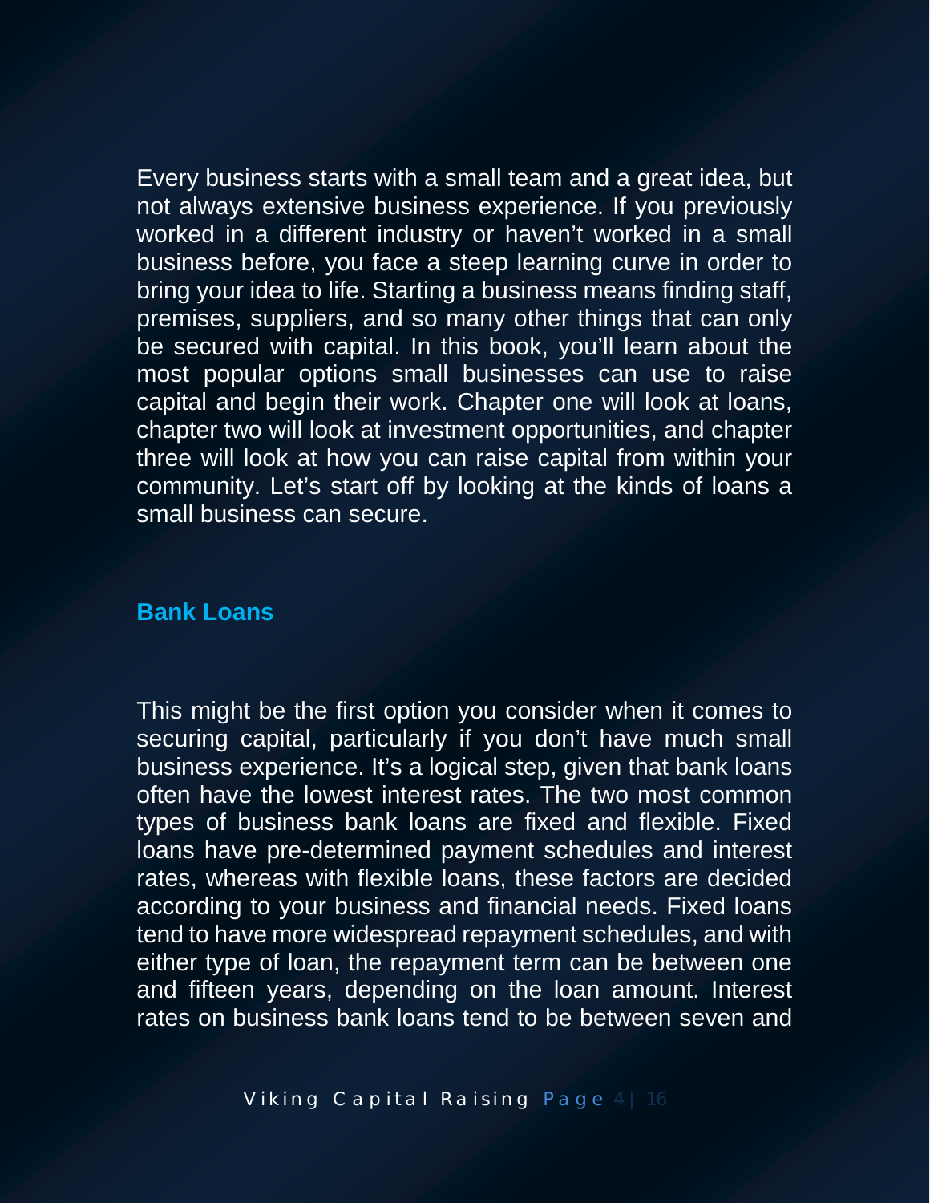Every business starts with a small team and a great idea, but not always extensive business experience. If you previously worked in a different industry or haven't worked in a small business before, you face a steep learning curve in order to bring your idea to life. Starting a business means finding staff, premises, suppliers, and so many other things that can only be secured with capital. In this book, you'll learn about the most popular options small businesses can use to raise capital and begin their work. Chapter one will look at loans, chapter two will look at investment opportunities, and chapter three will look at how you can raise capital from within your community. Let's start off by looking at the kinds of loans a small business can secure.

## Bank Loans

This might be the first option you consider when it comes to securing capital, particularly if you don't have much small business experience. It's a logical step, given that bank loans often have the lowest interest rates. The two most common types of business bank loans are fixed and flexible. Fixed loans have pre-determined payment schedules and interest rates, whereas with flexible loans, these factors are decided according to your business and financial needs. Fixed loans tend to have more widespread repayment schedules, and with either type of loan, the repayment term can be between one and fifteen years, depending on the loan amount. Interest rates on business bank loans tend to be between seven and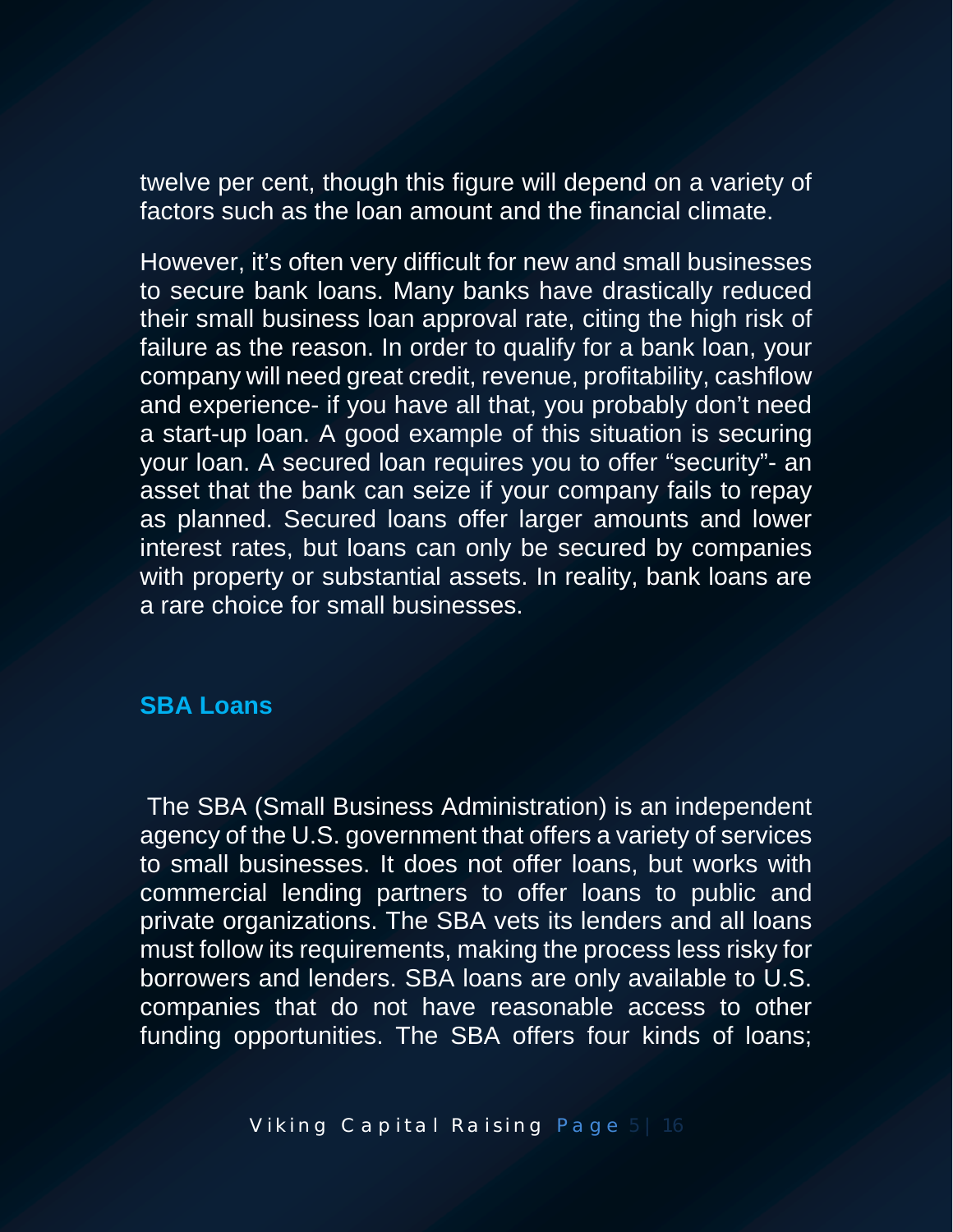twelve per cent, though this figure will depend on a variety of factors such as the loan amount and the financial climate.

However, it's often very difficult for new and small businesses to secure bank loans. Many banks have drastically reduced their small business loan approval rate, citing the high risk of failure as the reason. In order to qualify for a bank loan, your company will need great credit, revenue, profitability, cashflow and experience- if you have all that, you probably don't need a start-up loan. A good example of this situation is securing your loan. A secured loan requires you to offer "security"- an asset that the bank can seize if your company fails to repay as planned. Secured loans offer larger amounts and lower interest rates, but loans can only be secured by companies with property or substantial assets. In reality, bank loans are a rare choice for small businesses.

## SBA Loans

The SBA (Small Business Administration) is an independent agency of the U.S. government that offers a variety of services to small businesses. It does not offer loans, but works with commercial lending partners to offer loans to public and private organizations. The SBA vets its lenders and all loans must follow its requirements, making the process less risky for borrowers and lenders. SBA loans are only available to U.S. companies that do not have reasonable access to other funding opportunities. The SBA offers four kinds of loans;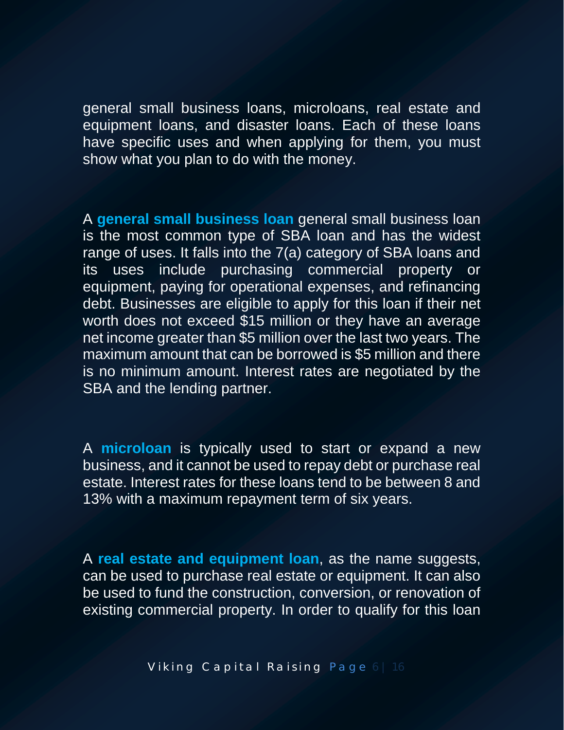general small business loans, microloans, real estate and equipment loans, and disaster loans. Each of these loans have specific uses and when applying for them, you must show what you plan to do with the money.

A **general small business loan** general small business loan is the most common type of SBA loan and has the widest range of uses. It falls into the 7(a) category of SBA loans and its uses include purchasing commercial property or equipment, paying for operational expenses, and refinancing debt. Businesses are eligible to apply for this loan if their net worth does not exceed $15 million or they have an average net income greater than $5 million over the last two years. The maximum amount that can be borrowed is $5 million and there is no minimum amount. Interest rates are negotiated by the SBA and the lending partner.

A **microloan** is typically used to start or expand a new business, and it cannot be used to repay debt or purchase real estate. Interest rates for these loans tend to be between 8 and 13% with a maximum repayment term of six years.

A **real estate and equipment loan**, as the name suggests, can be used to purchase real estate or equipment. It can also be used to fund the construction, conversion, or renovation of existing commercial property. In order to qualify for this loan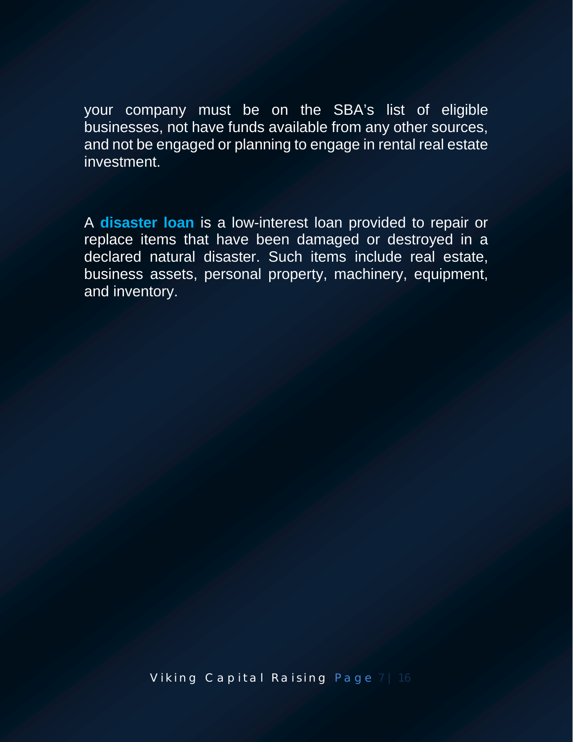your company must be on the SBA's list of eligible businesses, not have funds available from any other sources, and not be engaged or planning to engage in rental real estate investment.

A **disaster loan** is a low-interest loan provided to repair or replace items that have been damaged or destroyed in a declared natural disaster. Such items include real estate, business assets, personal property, machinery, equipment, and inventory.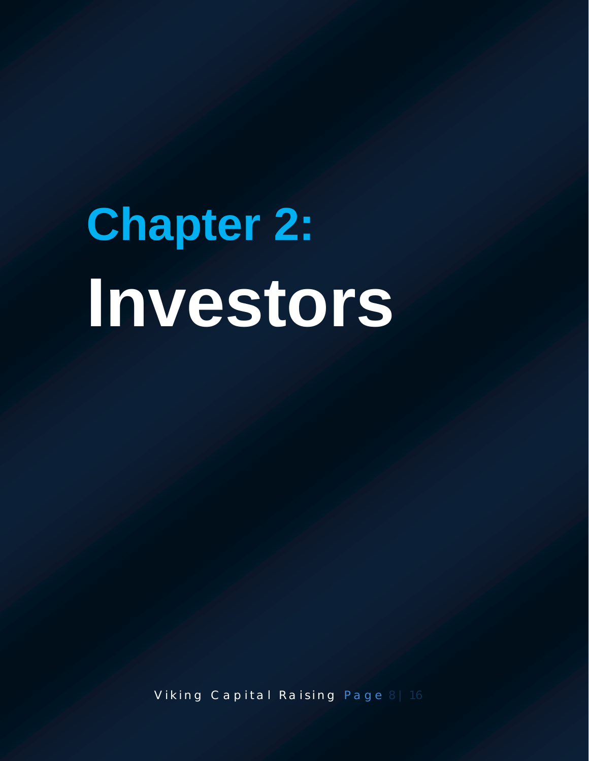# Chapter 2: Investors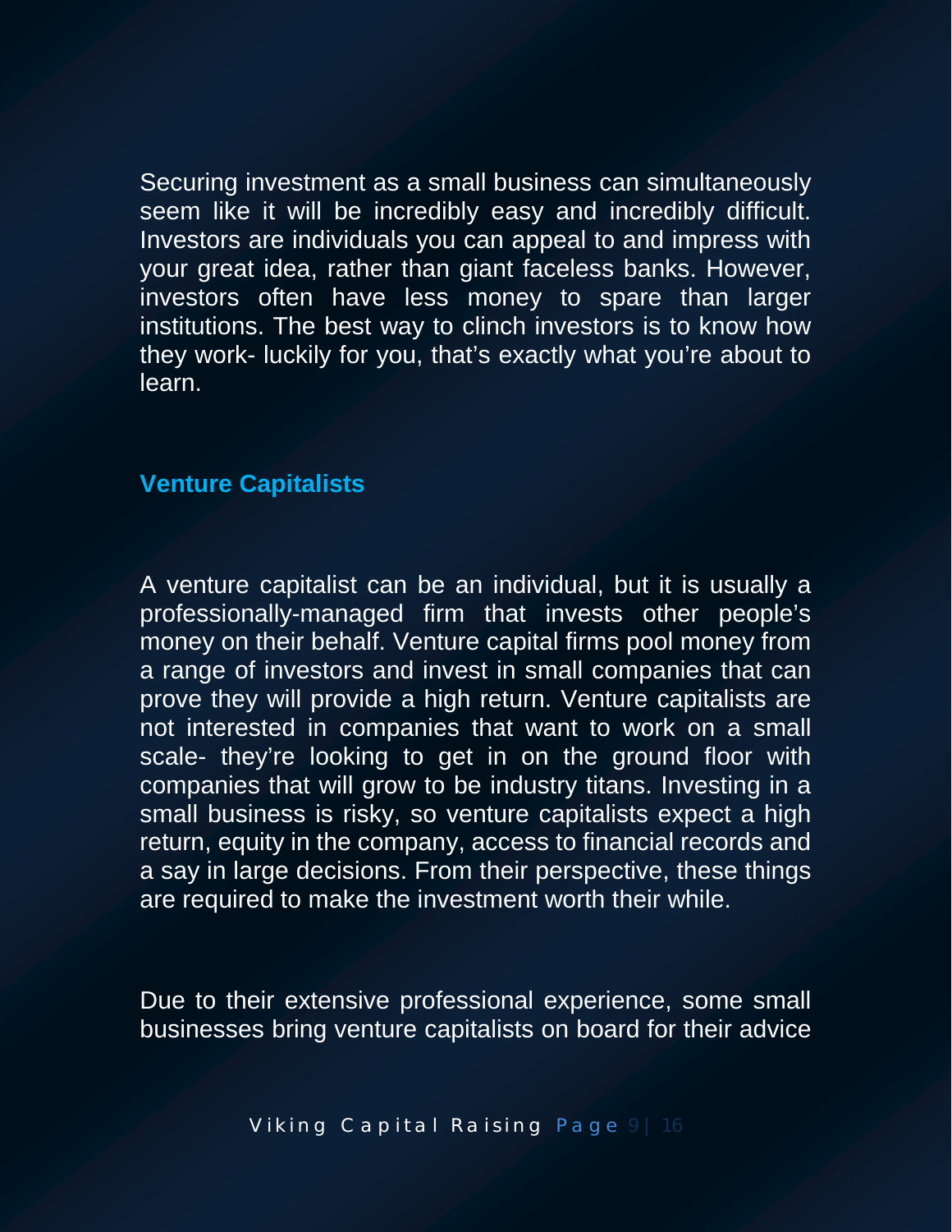Securing investment as a small business can simultaneously seem like it will be incredibly easy and incredibly difficult. Investors are individuals you can appeal to and impress with your great idea, rather than giant faceless banks. However, investors often have less money to spare than larger institutions. The best way to clinch investors is to know how they work- luckily for you, that's exactly what you're about to learn.

## Venture Capitalists

A venture capitalist can be an individual, but it is usually a professionally-managed firm that invests other people's money on their behalf. Venture capital firms pool money from a range of investors and invest in small companies that can prove they will provide a high return. Venture capitalists are not interested in companies that want to work on a small scale- they're looking to get in on the ground floor with companies that will grow to be industry titans. Investing in a small business is risky, so venture capitalists expect a high return, equity in the company, access to financial records and a say in large decisions. From their perspective, these things are required to make the investment worth their while.

Due to their extensive professional experience, some small businesses bring venture capitalists on board for their advice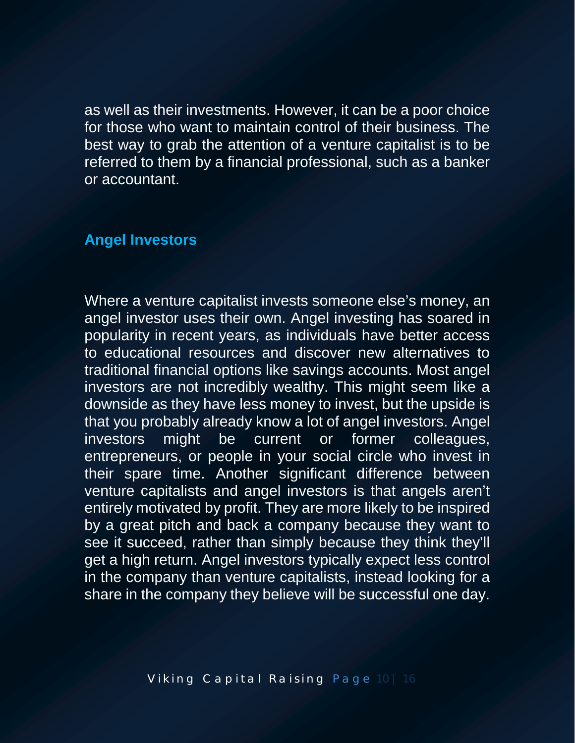as well as their investments. However, it can be a poor choice for those who want to maintain control of their business. The best way to grab the attention of a venture capitalist is to be referred to them by a financial professional, such as a banker or accountant.

## Angel Investors

Where a venture capitalist invests someone else's money, an angel investor uses their own. Angel investing has soared in popularity in recent years, as individuals have better access to educational resources and discover new alternatives to traditional financial options like savings accounts. Most angel investors are not incredibly wealthy. This might seem like a downside as they have less money to invest, but the upside is that you probably already know a lot of angel investors. Angel investors might be current or former colleagues, entrepreneurs, or people in your social circle who invest in their spare time. Another significant difference between venture capitalists and angel investors is that angels aren't entirely motivated by profit. They are more likely to be inspired by a great pitch and back a company because they want to see it succeed, rather than simply because they think they'll get a high return. Angel investors typically expect less control in the company than venture capitalists, instead looking for a share in the company they believe will be successful one day.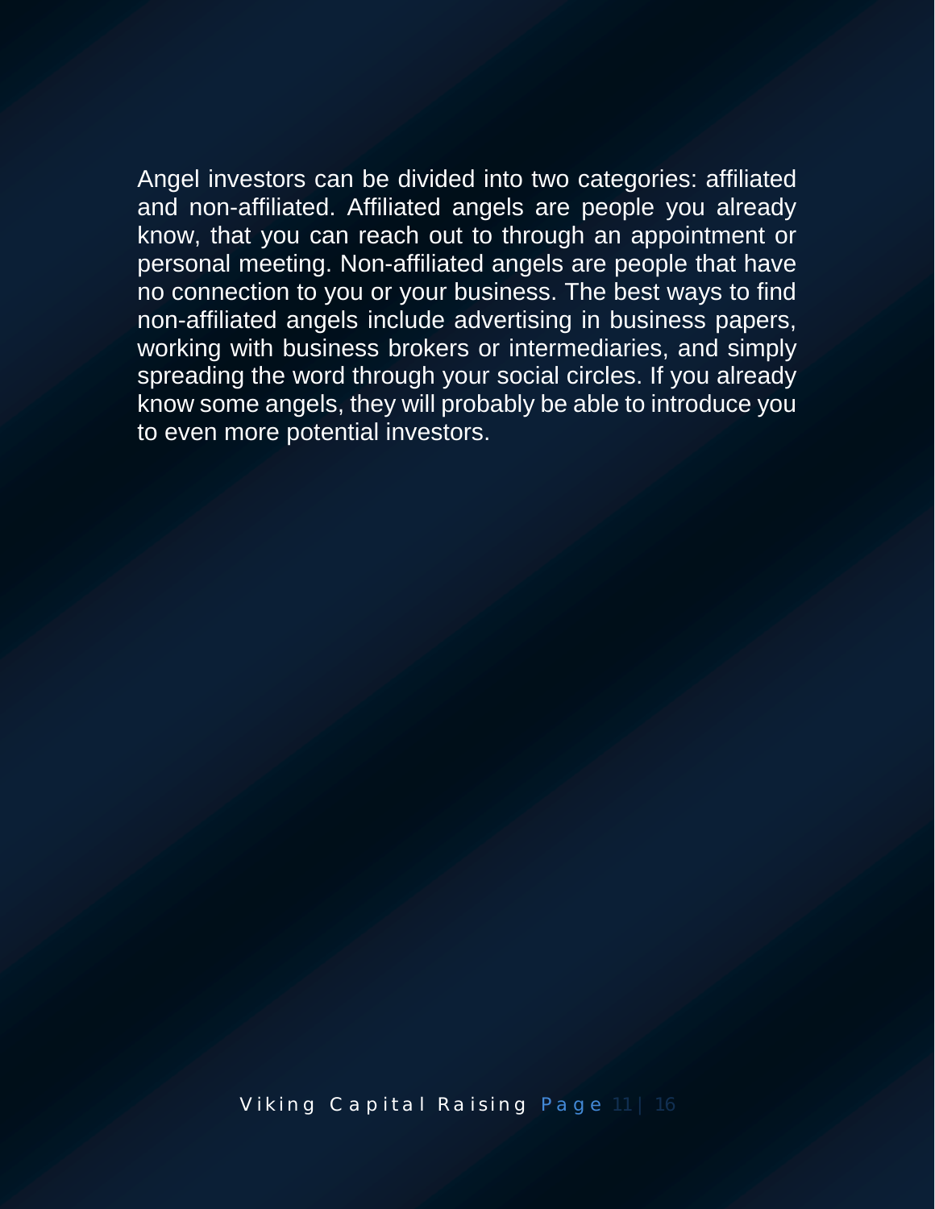Angel investors can be divided into two categories: affiliated and non-affiliated. Affiliated angels are people you already know, that you can reach out to through an appointment or personal meeting. Non-affiliated angels are people that have no connection to you or your business. The best ways to find non-affiliated angels include advertising in business papers, working with business brokers or intermediaries, and simply spreading the word through your social circles. If you already know some angels, they will probably be able to introduce you to even more potential investors.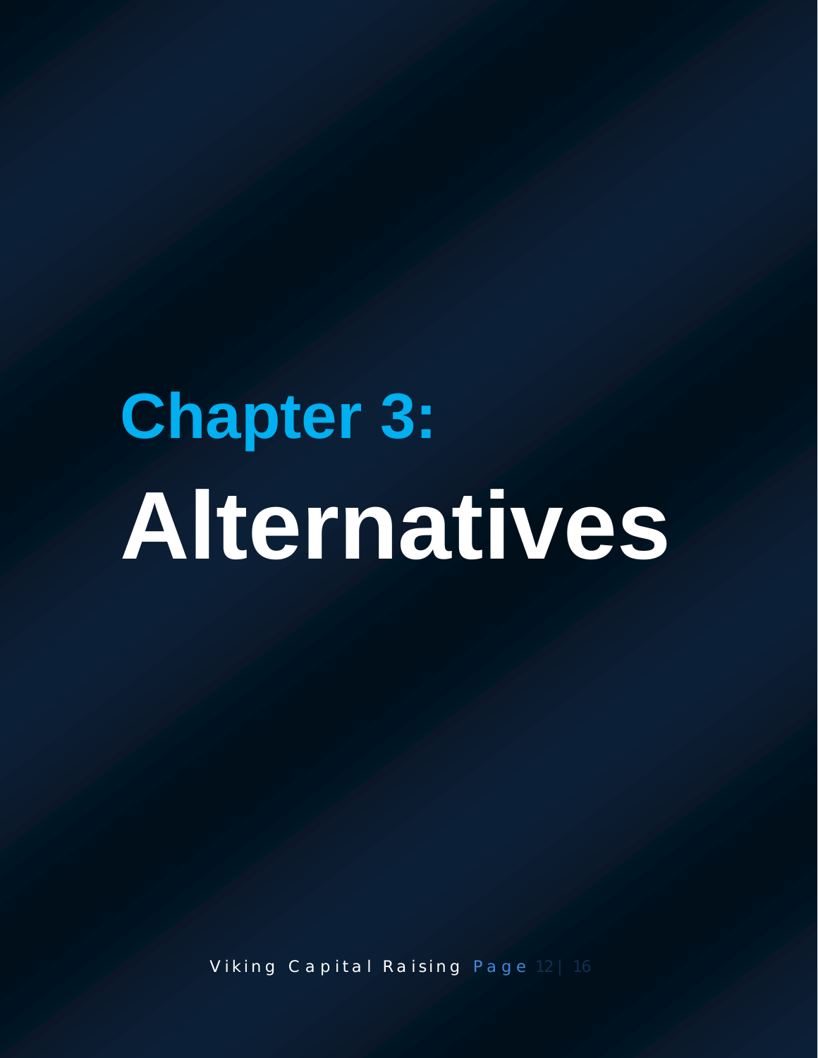# Chapter 3: Alternatives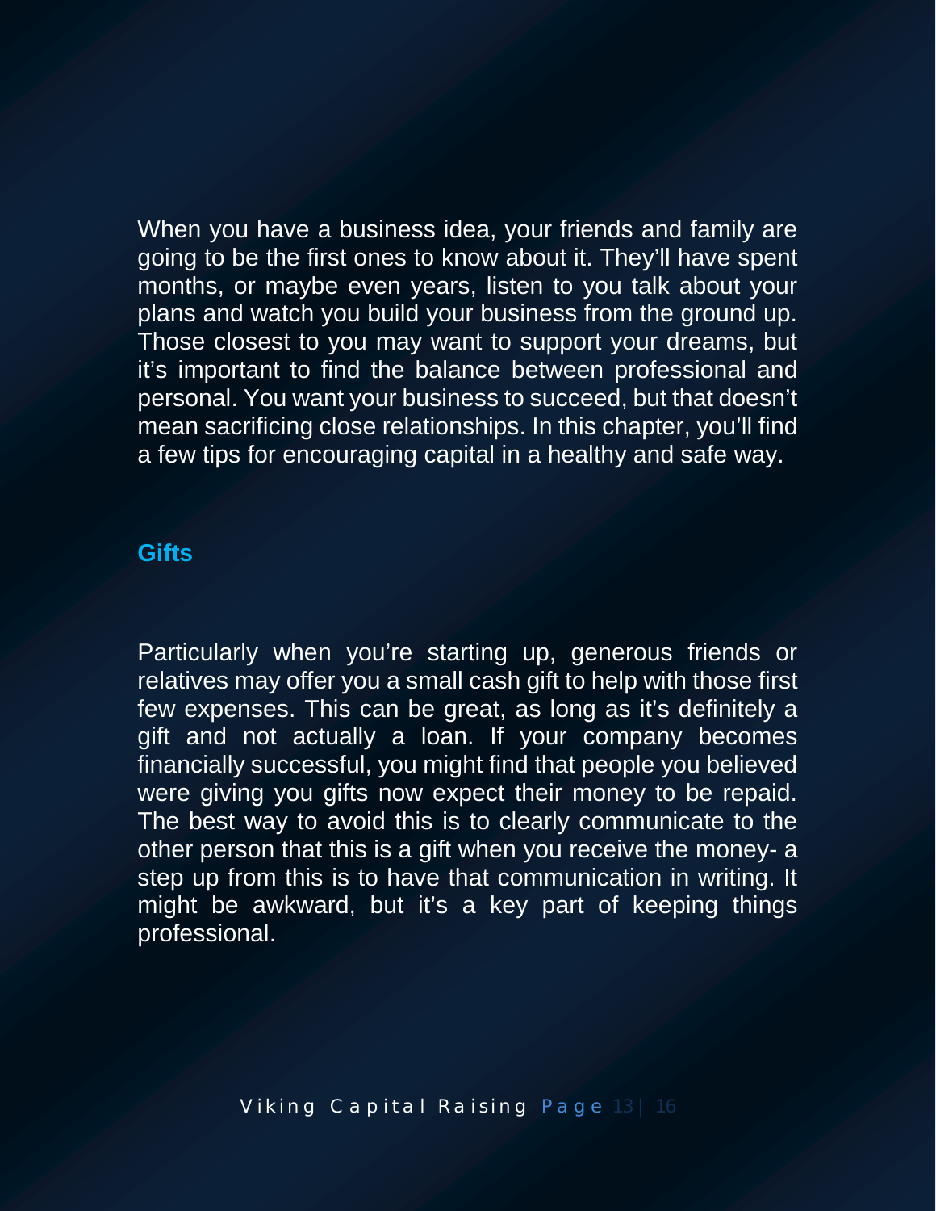When you have a business idea, your friends and family are going to be the first ones to know about it. They'll have spent months, or maybe even years, listen to you talk about your plans and watch you build your business from the ground up. Those closest to you may want to support your dreams, but it's important to find the balance between professional and personal. You want your business to succeed, but that doesn't mean sacrificing close relationships. In this chapter, you'll find a few tips for encouraging capital in a healthy and safe way.

## Gifts

Particularly when you're starting up, generous friends or relatives may offer you a small cash gift to help with those first few expenses. This can be great, as long as it's definitely a gift and not actually a loan. If your company becomes financially successful, you might find that people you believed were giving you gifts now expect their money to be repaid. The best way to avoid this is to clearly communicate to the other person that this is a gift when you receive the money- a step up from this is to have that communication in writing. It might be awkward, but it's a key part of keeping things professional.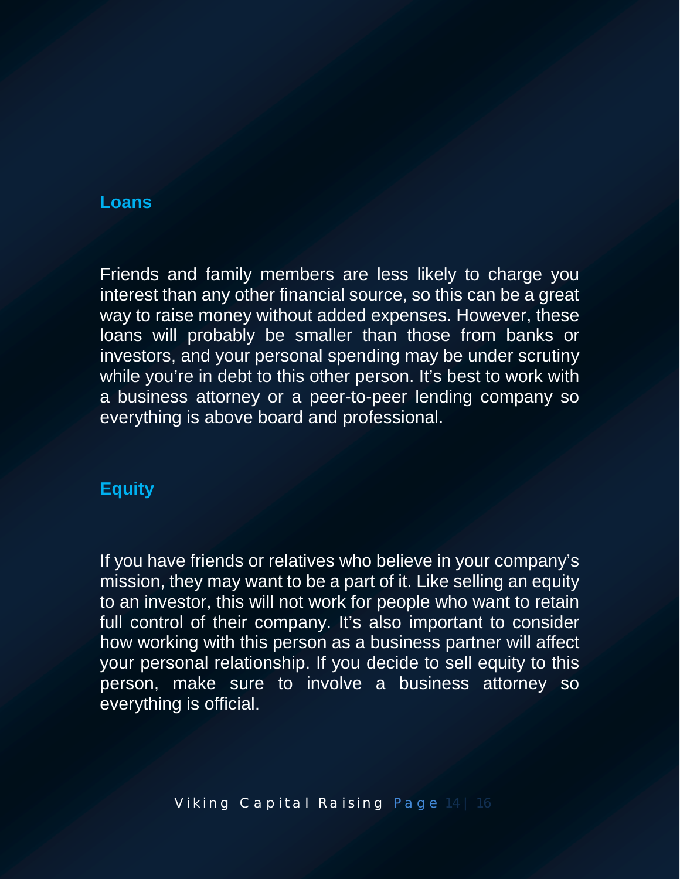### Loans

Friends and family members are less likely to charge you interest than any other financial source, so this can be a great way to raise money without added expenses. However, these loans will probably be smaller than those from banks or investors, and your personal spending may be under scrutiny while you're in debt to this other person. It's best to work with a business attorney or a peer-to-peer lending company so everything is above board and professional.

### Equity

If you have friends or relatives who believe in your company's mission, they may want to be a part of it. Like selling an equity to an investor, this will not work for people who want to retain full control of their company. It's also important to consider how working with this person as a business partner will affect your personal relationship. If you decide to sell equity to this person, make sure to involve a business attorney so everything is official.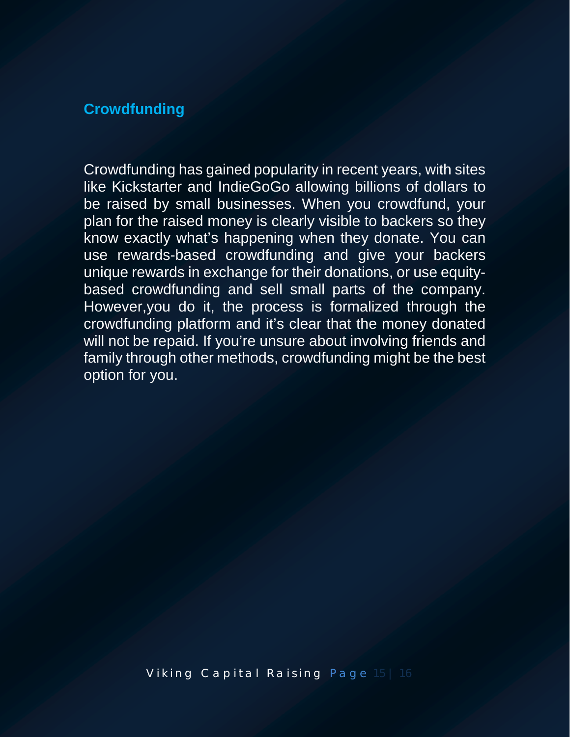## Crowdfunding

Crowdfunding has gained popularity in recent years, with sites like Kickstarter and IndieGoGo allowing billions of dollars to be raised by small businesses. When you crowdfund, your plan for the raised money is clearly visible to backers so they know exactly what's happening when they donate. You can use rewards-based crowdfunding and give your backers unique rewards in exchange for their donations, or use equity-based crowdfunding and sell small parts of the company. However,you do it, the process is formalized through the crowdfunding platform and it's clear that the money donated will not be repaid. If you're unsure about involving friends and family through other methods, crowdfunding might be the best option for you.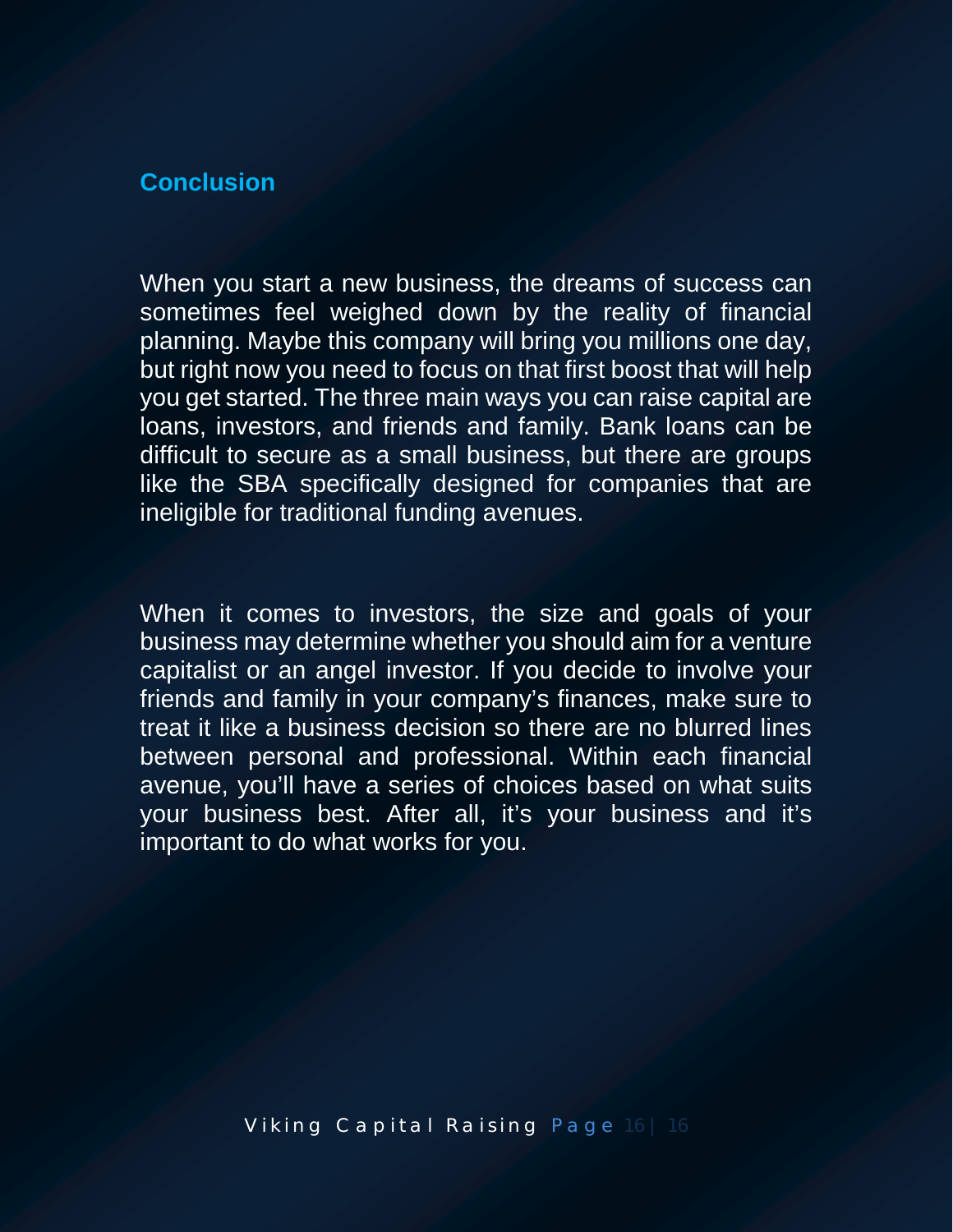## Conclusion

When you start a new business, the dreams of success can sometimes feel weighed down by the reality of financial planning. Maybe this company will bring you millions one day, but right now you need to focus on that first boost that will help you get started. The three main ways you can raise capital are loans, investors, and friends and family. Bank loans can be difficult to secure as a small business, but there are groups like the SBA specifically designed for companies that are ineligible for traditional funding avenues.

When it comes to investors, the size and goals of your business may determine whether you should aim for a venture capitalist or an angel investor. If you decide to involve your friends and family in your company's finances, make sure to treat it like a business decision so there are no blurred lines between personal and professional. Within each financial avenue, you'll have a series of choices based on what suits your business best. After all, it's your business and it's important to do what works for you.